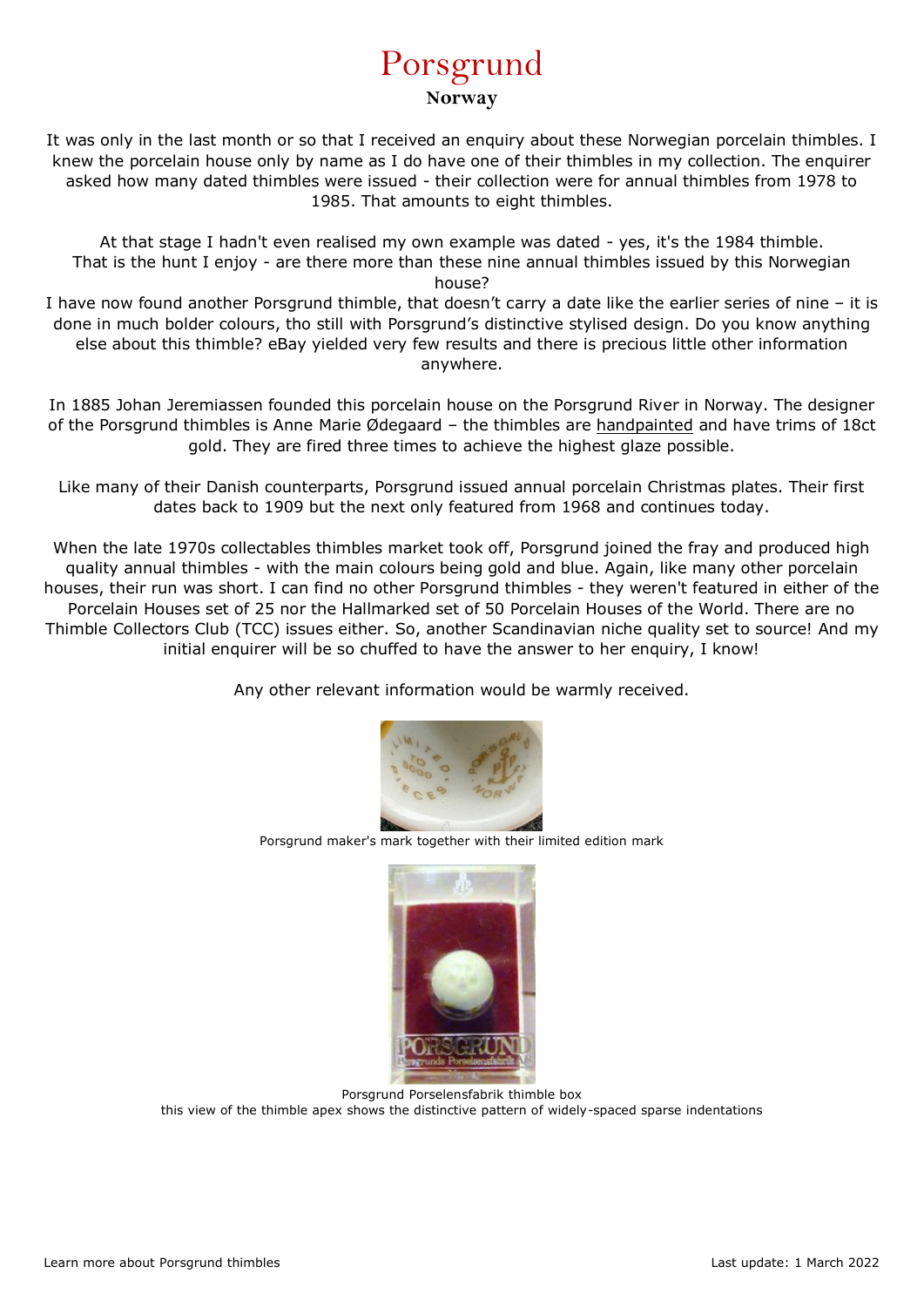# Porsgrund

**Norway**

It was only in the last month or so that I received an enquiry about these Norwegian porcelain thimbles. I knew the porcelain house only by name as I do have one of their thimbles in my collection. The enquirer asked how many dated thimbles were issued - their collection were for annual thimbles from 1978 to 1985. That amounts to eight thimbles.

At that stage I hadn't even realised my own example was dated - yes, it's the 1984 thimble. That is the hunt I enjoy - are there more than these nine annual thimbles issued by this Norwegian house?
I have now found another Porsgrund thimble, that doesn't carry a date like the earlier series of nine – it is done in much bolder colours, tho still with Porsgrund's distinctive stylised design. Do you know anything else about this thimble? eBay yielded very few results and there is precious little other information anywhere.

In 1885 Johan Jeremiassen founded this porcelain house on the Porsgrund River in Norway. The designer of the Porsgrund thimbles is Anne Marie Ødegaard – the thimbles are handpainted and have trims of 18ct gold. They are fired three times to achieve the highest glaze possible.

Like many of their Danish counterparts, Porsgrund issued annual porcelain Christmas plates. Their first dates back to 1909 but the next only featured from 1968 and continues today.

When the late 1970s collectables thimbles market took off, Porsgrund joined the fray and produced high quality annual thimbles - with the main colours being gold and blue. Again, like many other porcelain houses, their run was short. I can find no other Porsgrund thimbles - they weren't featured in either of the Porcelain Houses set of 25 nor the Hallmarked set of 50 Porcelain Houses of the World. There are no Thimble Collectors Club (TCC) issues either. So, another Scandinavian niche quality set to source! And my initial enquirer will be so chuffed to have the answer to her enquiry, I know!

Any other relevant information would be warmly received.

Porsgrund maker's mark together with their limited edition mark

Porsgrund Porselensfabrik thimble box
this view of the thimble apex shows the distinctive pattern of widely-spaced sparse indentations

Learn more about Porsgrund thimbles

Last update: 1 March 2022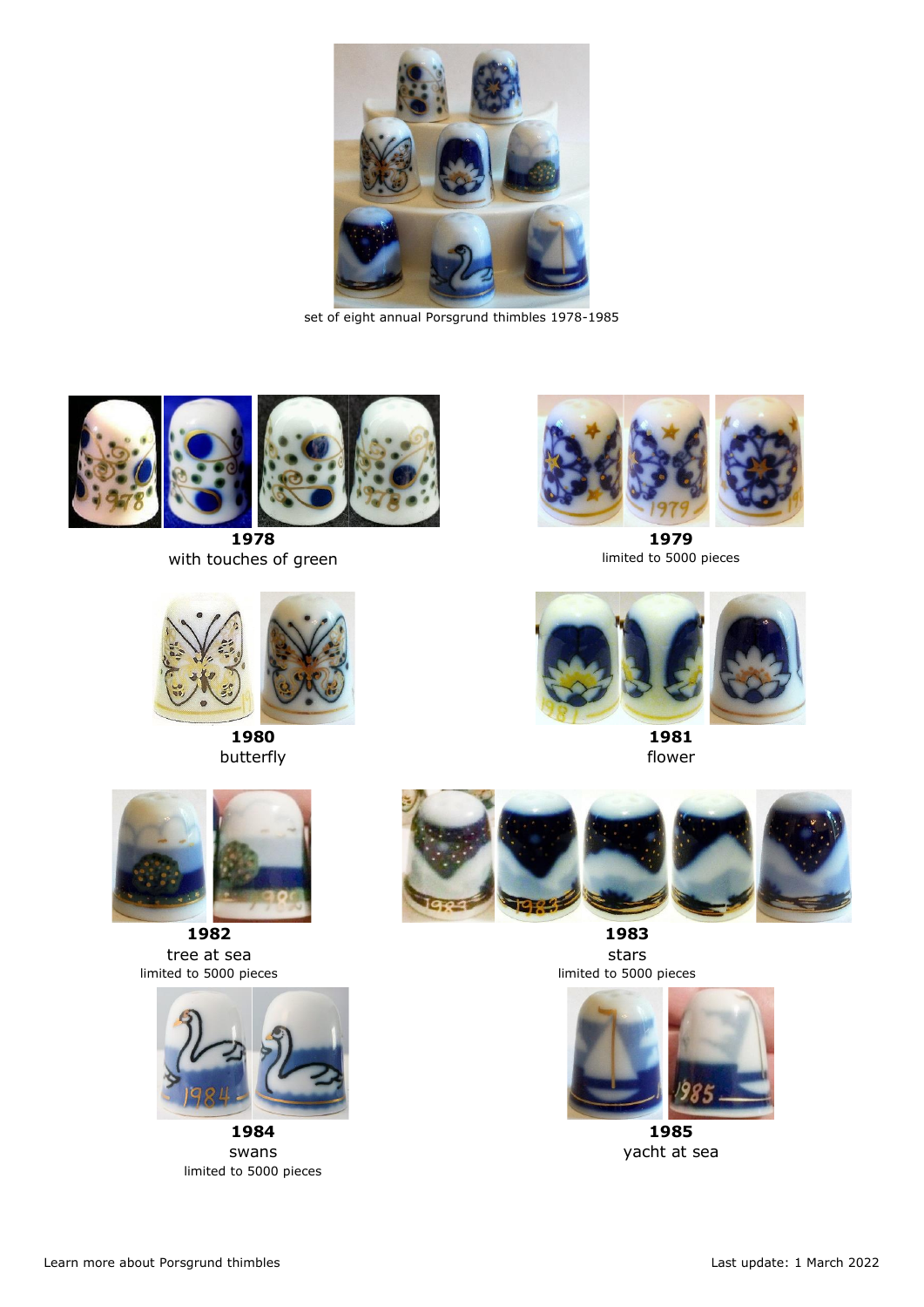set of eight annual Porsgrund thimbles 1978-1985

**1978**
with touches of green

**1979**
limited to 5000 pieces

**1980**
butterfly

**1981**
flower

**1982**
tree at sea
limited to 5000 pieces

**1983**
stars
limited to 5000 pieces

**1984**
swans
limited to 5000 pieces

**1985**
yacht at sea

Learn more about Porsgrund thimbles

Last update: 1 March 2022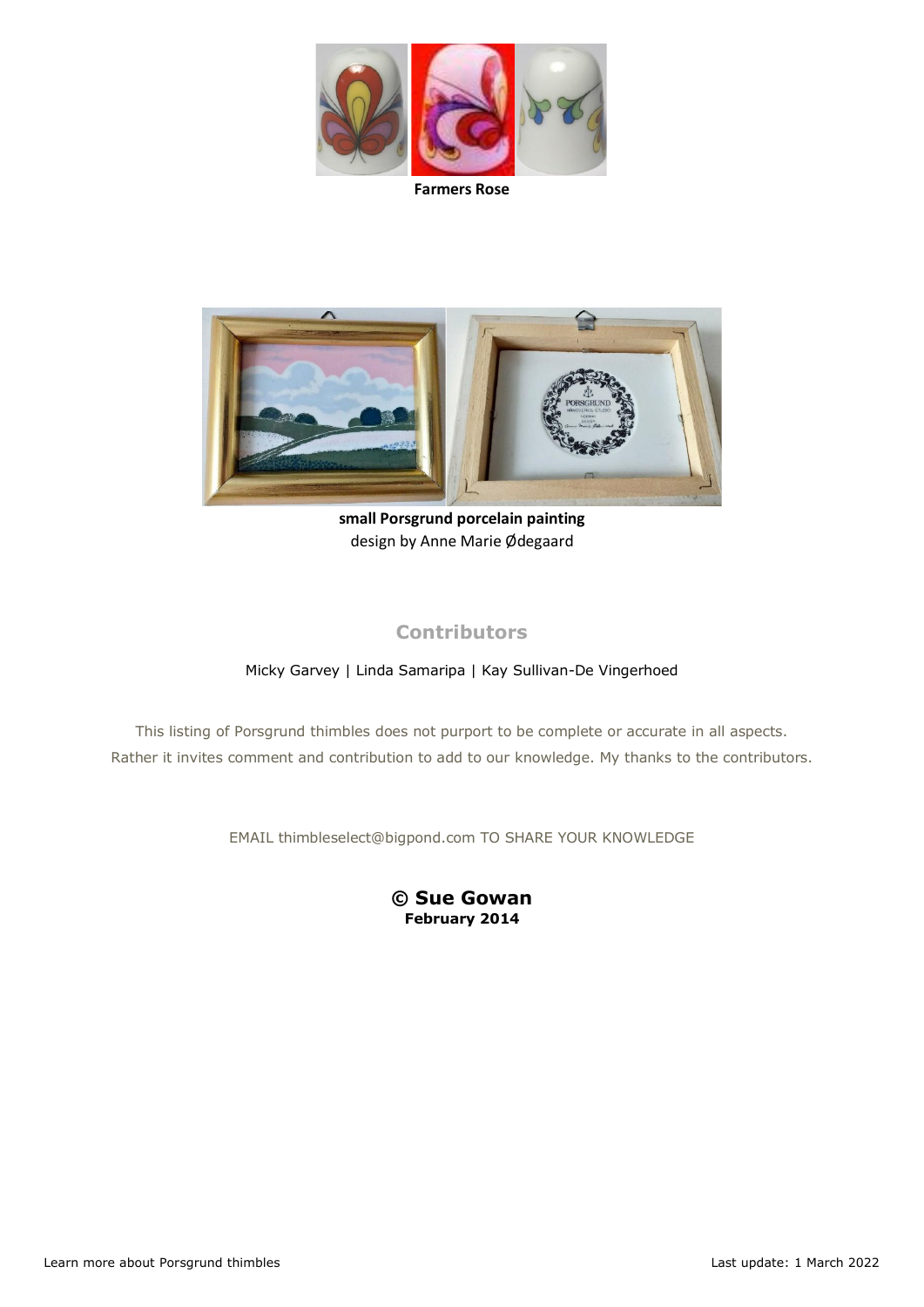**Farmers Rose**

**small Porsgrund porcelain painting**
design by Anne Marie Ødegaard

## Contributors

Micky Garvey | Linda Samaripa | Kay Sullivan-De Vingerhoed

This listing of Porsgrund thimbles does not purport to be complete or accurate in all aspects.
Rather it invites comment and contribution to add to our knowledge. My thanks to the contributors.

EMAIL thimbleselect@bigpond.com TO SHARE YOUR KNOWLEDGE

**© Sue Gowan**
**February 2014**

Learn more about Porsgrund thimbles

Last update: 1 March 2022